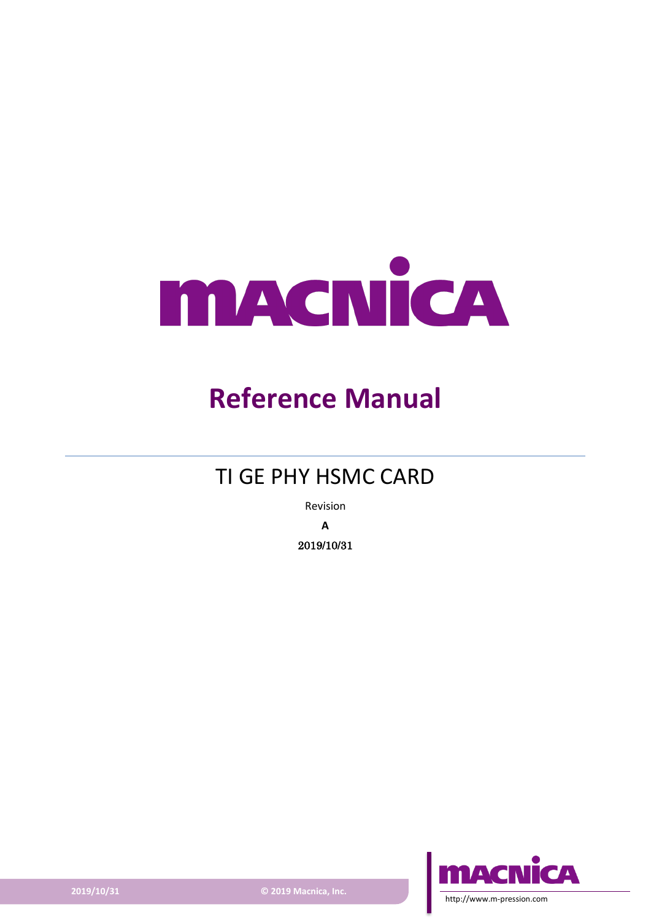# Reference Manual

## TI GE PHY HSMC CARD

Revision

**A**

2019/10/31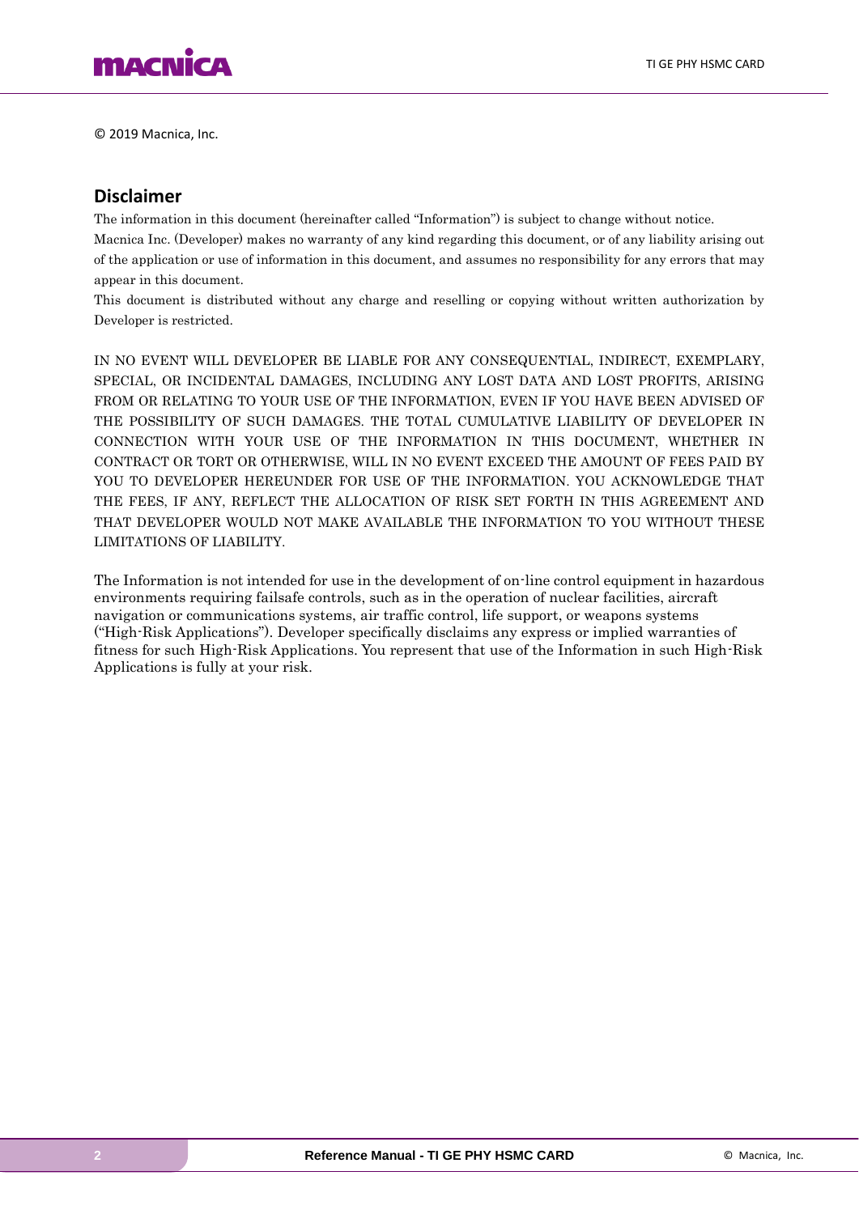© 2019 Macnica, Inc.

## Disclaimer

The information in this document (hereinafter called "Information") is subject to change without notice.

Macnica Inc. (Developer) makes no warranty of any kind regarding this document, or of any liability arising out of the application or use of information in this document, and assumes no responsibility for any errors that may appear in this document.

This document is distributed without any charge and reselling or copying without written authorization by Developer is restricted.

IN NO EVENT WILL DEVELOPER BE LIABLE FOR ANY CONSEQUENTIAL, INDIRECT, EXEMPLARY, SPECIAL, OR INCIDENTAL DAMAGES, INCLUDING ANY LOST DATA AND LOST PROFITS, ARISING FROM OR RELATING TO YOUR USE OF THE INFORMATION, EVEN IF YOU HAVE BEEN ADVISED OF THE POSSIBILITY OF SUCH DAMAGES. THE TOTAL CUMULATIVE LIABILITY OF DEVELOPER IN CONNECTION WITH YOUR USE OF THE INFORMATION IN THIS DOCUMENT, WHETHER IN CONTRACT OR TORT OR OTHERWISE, WILL IN NO EVENT EXCEED THE AMOUNT OF FEES PAID BY YOU TO DEVELOPER HEREUNDER FOR USE OF THE INFORMATION. YOU ACKNOWLEDGE THAT THE FEES, IF ANY, REFLECT THE ALLOCATION OF RISK SET FORTH IN THIS AGREEMENT AND THAT DEVELOPER WOULD NOT MAKE AVAILABLE THE INFORMATION TO YOU WITHOUT THESE LIMITATIONS OF LIABILITY.

The Information is not intended for use in the development of on-line control equipment in hazardous environments requiring failsafe controls, such as in the operation of nuclear facilities, aircraft navigation or communications systems, air traffic control, life support, or weapons systems ("High-Risk Applications"). Developer specifically disclaims any express or implied warranties of fitness for such High-Risk Applications. You represent that use of the Information in such High-Risk Applications is fully at your risk.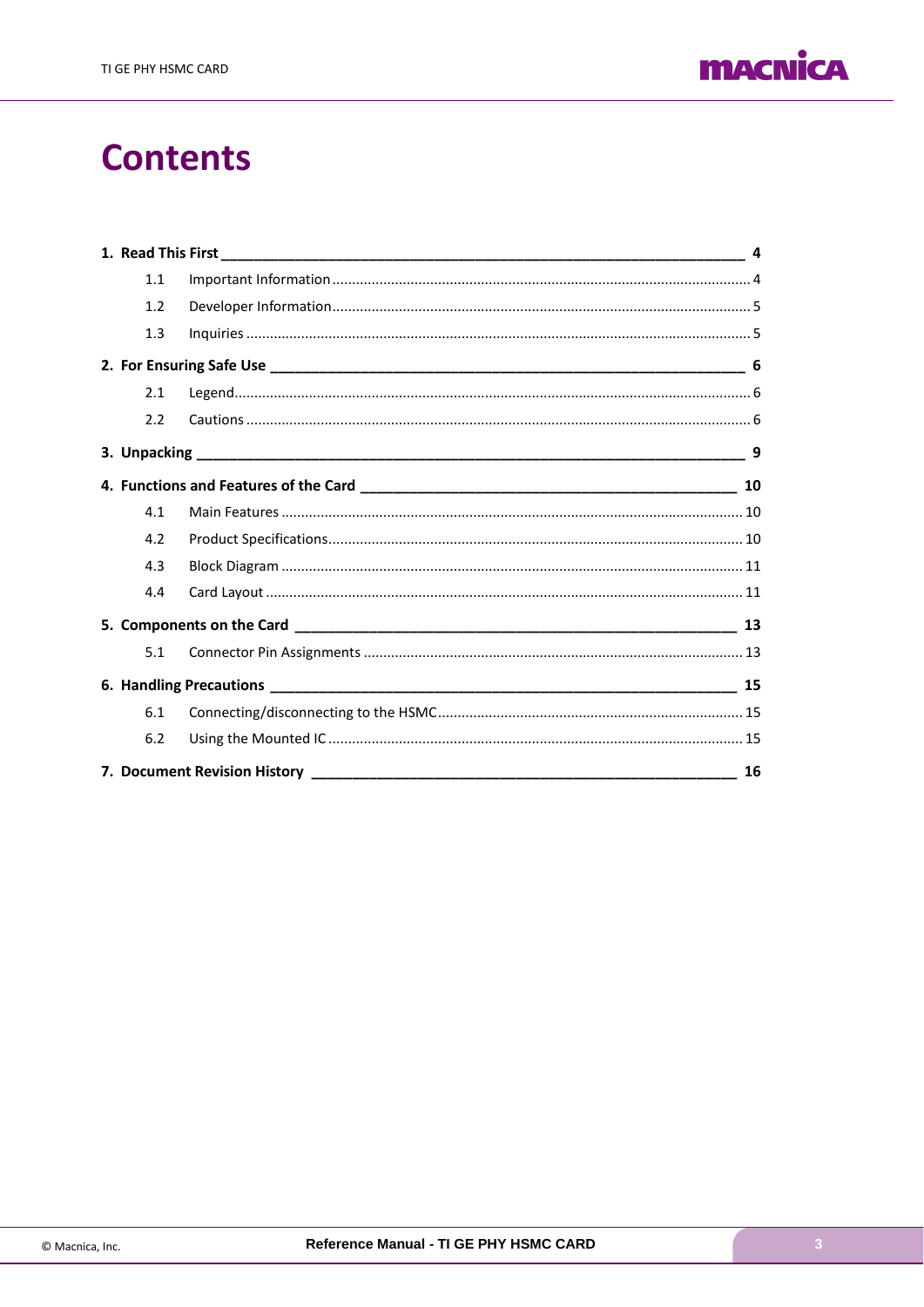# Contents

**1. Read This First** **4**

- 1.1 Important Information ... 4
- 1.2 Developer Information ... 5
- 1.3 Inquiries ... 5

**2. For Ensuring Safe Use** **6**

- 2.1 Legend ... 6
- 2.2 Cautions ... 6

**3. Unpacking** **9**

**4. Functions and Features of the Card** **10**

- 4.1 Main Features ... 10
- 4.2 Product Specifications ... 10
- 4.3 Block Diagram ... 11
- 4.4 Card Layout ... 11

**5. Components on the Card** **13**

- 5.1 Connector Pin Assignments ... 13

**6. Handling Precautions** **15**

- 6.1 Connecting/disconnecting to the HSMC ... 15
- 6.2 Using the Mounted IC ... 15

**7. Document Revision History** **16**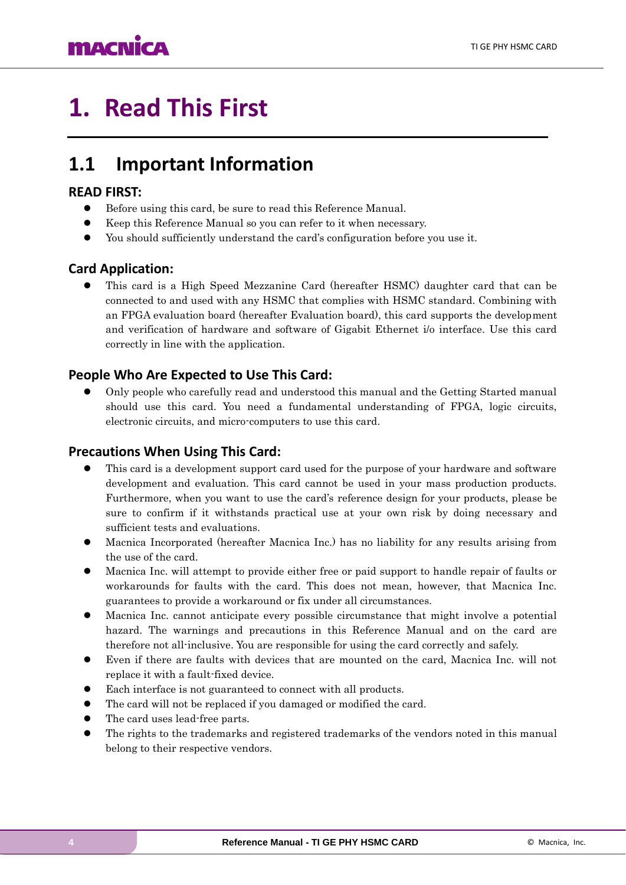# 1. Read This First

## 1.1 Important Information

### READ FIRST:

- Before using this card, be sure to read this Reference Manual.
- Keep this Reference Manual so you can refer to it when necessary.
- You should sufficiently understand the card's configuration before you use it.

### Card Application:

- This card is a High Speed Mezzanine Card (hereafter HSMC) daughter card that can be connected to and used with any HSMC that complies with HSMC standard. Combining with an FPGA evaluation board (hereafter Evaluation board), this card supports the development and verification of hardware and software of Gigabit Ethernet i/o interface. Use this card correctly in line with the application.

### People Who Are Expected to Use This Card:

- Only people who carefully read and understood this manual and the Getting Started manual should use this card. You need a fundamental understanding of FPGA, logic circuits, electronic circuits, and micro-computers to use this card.

### Precautions When Using This Card:

- This card is a development support card used for the purpose of your hardware and software development and evaluation. This card cannot be used in your mass production products. Furthermore, when you want to use the card's reference design for your products, please be sure to confirm if it withstands practical use at your own risk by doing necessary and sufficient tests and evaluations.
- Macnica Incorporated (hereafter Macnica Inc.) has no liability for any results arising from the use of the card.
- Macnica Inc. will attempt to provide either free or paid support to handle repair of faults or workarounds for faults with the card. This does not mean, however, that Macnica Inc. guarantees to provide a workaround or fix under all circumstances.
- Macnica Inc. cannot anticipate every possible circumstance that might involve a potential hazard. The warnings and precautions in this Reference Manual and on the card are therefore not all-inclusive. You are responsible for using the card correctly and safely.
- Even if there are faults with devices that are mounted on the card, Macnica Inc. will not replace it with a fault-fixed device.
- Each interface is not guaranteed to connect with all products.
- The card will not be replaced if you damaged or modified the card.
- The card uses lead-free parts.
- The rights to the trademarks and registered trademarks of the vendors noted in this manual belong to their respective vendors.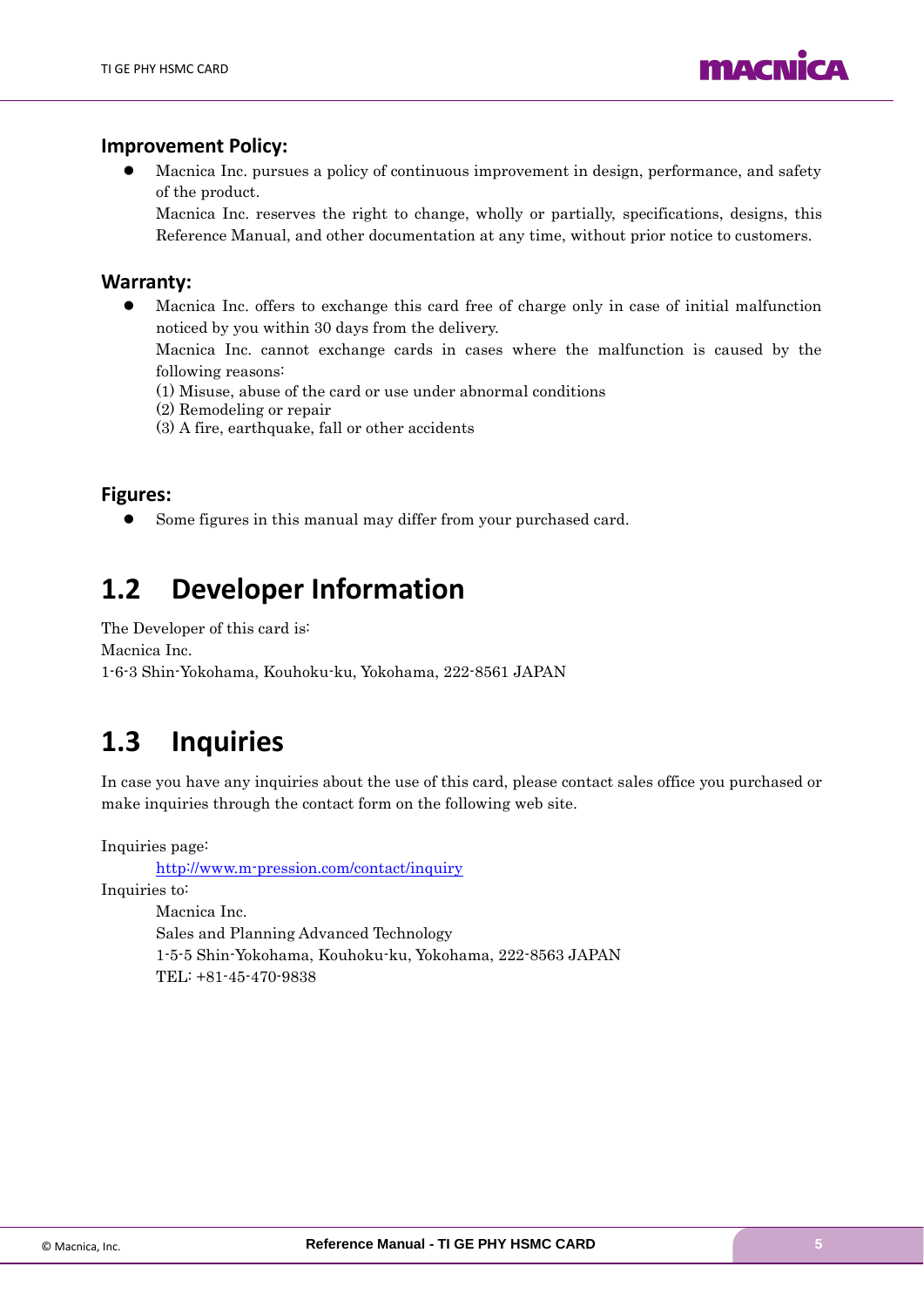### Improvement Policy:

- Macnica Inc. pursues a policy of continuous improvement in design, performance, and safety of the product.
  Macnica Inc. reserves the right to change, wholly or partially, specifications, designs, this Reference Manual, and other documentation at any time, without prior notice to customers.

### Warranty:

- Macnica Inc. offers to exchange this card free of charge only in case of initial malfunction noticed by you within 30 days from the delivery.
  Macnica Inc. cannot exchange cards in cases where the malfunction is caused by the following reasons:
  (1) Misuse, abuse of the card or use under abnormal conditions
  (2) Remodeling or repair
  (3) A fire, earthquake, fall or other accidents

### Figures:

- Some figures in this manual may differ from your purchased card.

## 1.2 Developer Information

The Developer of this card is:
Macnica Inc.
1-6-3 Shin-Yokohama, Kouhoku-ku, Yokohama, 222-8561 JAPAN

## 1.3 Inquiries

In case you have any inquiries about the use of this card, please contact sales office you purchased or make inquiries through the contact form on the following web site.

Inquiries page:

http://www.m-pression.com/contact/inquiry

Inquiries to:

Macnica Inc.
Sales and Planning Advanced Technology
1-5-5 Shin-Yokohama, Kouhoku-ku, Yokohama, 222-8563 JAPAN
TEL: +81-45-470-9838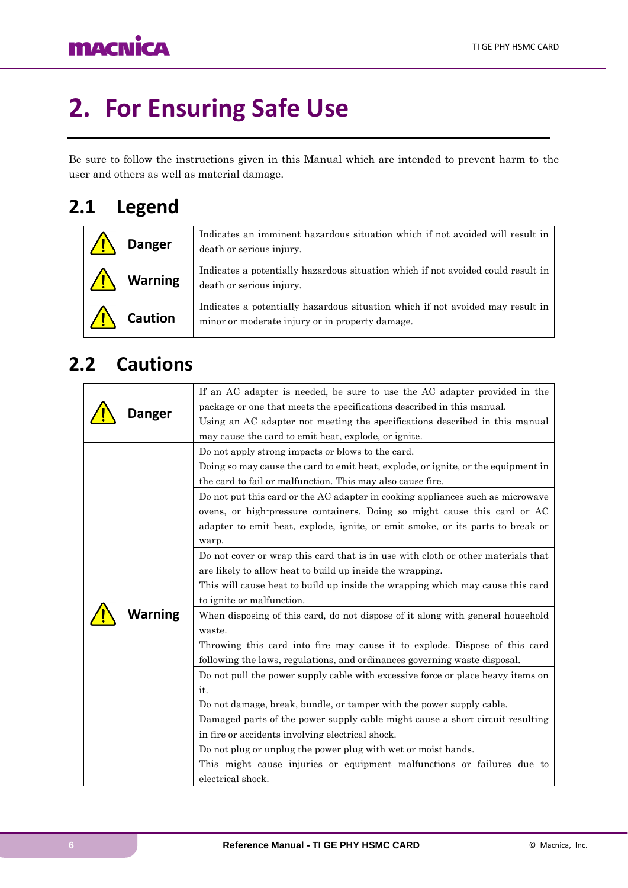# 2. For Ensuring Safe Use

Be sure to follow the instructions given in this Manual which are intended to prevent harm to the user and others as well as material damage.

## 2.1 Legend

| | |
|---|---|
| ⚠ **Danger** | Indicates an imminent hazardous situation which if not avoided will result in death or serious injury. |
| ⚠ **Warning** | Indicates a potentially hazardous situation which if not avoided could result in death or serious injury. |
| ⚠ **Caution** | Indicates a potentially hazardous situation which if not avoided may result in minor or moderate injury or in property damage. |

## 2.2 Cautions

| | |
|---|---|
| ⚠ **Danger** | If an AC adapter is needed, be sure to use the AC adapter provided in the package or one that meets the specifications described in this manual.<br>Using an AC adapter not meeting the specifications described in this manual may cause the card to emit heat, explode, or ignite. |
| ⚠ **Warning** | Do not apply strong impacts or blows to the card.<br>Doing so may cause the card to emit heat, explode, or ignite, or the equipment in the card to fail or malfunction. This may also cause fire. |
| | Do not put this card or the AC adapter in cooking appliances such as microwave ovens, or high-pressure containers. Doing so might cause this card or AC adapter to emit heat, explode, ignite, or emit smoke, or its parts to break or warp. |
| | Do not cover or wrap this card that is in use with cloth or other materials that are likely to allow heat to build up inside the wrapping.<br>This will cause heat to build up inside the wrapping which may cause this card to ignite or malfunction. |
| | When disposing of this card, do not dispose of it along with general household waste.<br>Throwing this card into fire may cause it to explode. Dispose of this card following the laws, regulations, and ordinances governing waste disposal. |
| | Do not pull the power supply cable with excessive force or place heavy items on it.<br>Do not damage, break, bundle, or tamper with the power supply cable.<br>Damaged parts of the power supply cable might cause a short circuit resulting in fire or accidents involving electrical shock. |
| | Do not plug or unplug the power plug with wet or moist hands.<br>This might cause injuries or equipment malfunctions or failures due to electrical shock. |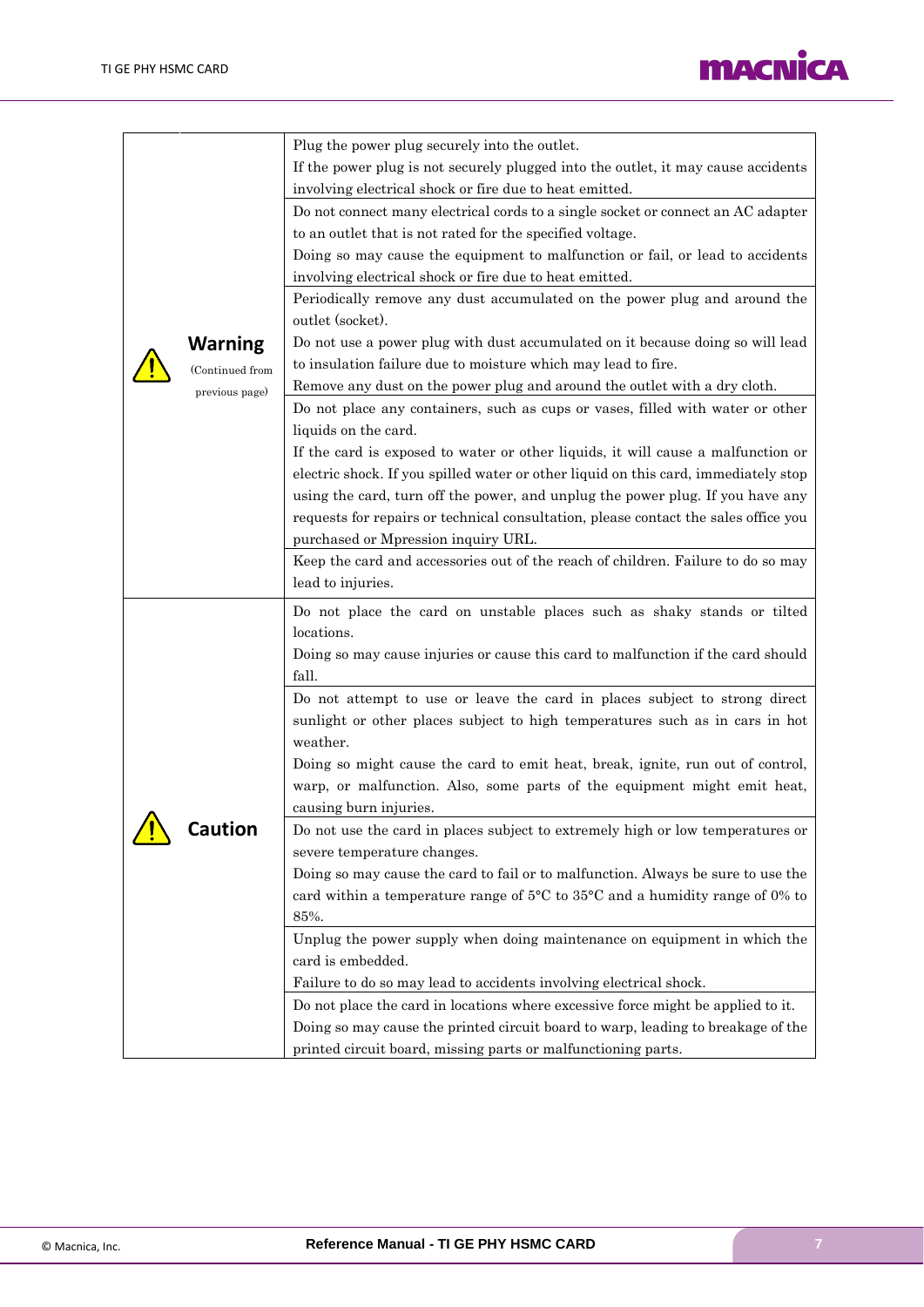| | |
|---|---|
| ⚠ **Warning** (Continued from previous page) | Plug the power plug securely into the outlet.<br>If the power plug is not securely plugged into the outlet, it may cause accidents involving electrical shock or fire due to heat emitted. |
| | Do not connect many electrical cords to a single socket or connect an AC adapter to an outlet that is not rated for the specified voltage.<br>Doing so may cause the equipment to malfunction or fail, or lead to accidents involving electrical shock or fire due to heat emitted. |
| | Periodically remove any dust accumulated on the power plug and around the outlet (socket).<br>Do not use a power plug with dust accumulated on it because doing so will lead to insulation failure due to moisture which may lead to fire.<br>Remove any dust on the power plug and around the outlet with a dry cloth. |
| | Do not place any containers, such as cups or vases, filled with water or other liquids on the card.<br>If the card is exposed to water or other liquids, it will cause a malfunction or electric shock. If you spilled water or other liquid on this card, immediately stop using the card, turn off the power, and unplug the power plug. If you have any requests for repairs or technical consultation, please contact the sales office you purchased or Mpression inquiry URL. |
| | Keep the card and accessories out of the reach of children. Failure to do so may lead to injuries. |
| ⚠ **Caution** | Do not place the card on unstable places such as shaky stands or tilted locations.<br>Doing so may cause injuries or cause this card to malfunction if the card should fall. |
| | Do not attempt to use or leave the card in places subject to strong direct sunlight or other places subject to high temperatures such as in cars in hot weather.<br>Doing so might cause the card to emit heat, break, ignite, run out of control, warp, or malfunction. Also, some parts of the equipment might emit heat, causing burn injuries. |
| | Do not use the card in places subject to extremely high or low temperatures or severe temperature changes.<br>Doing so may cause the card to fail or to malfunction. Always be sure to use the card within a temperature range of 5°C to 35°C and a humidity range of 0% to 85%. |
| | Unplug the power supply when doing maintenance on equipment in which the card is embedded.<br>Failure to do so may lead to accidents involving electrical shock. |
| | Do not place the card in locations where excessive force might be applied to it.<br>Doing so may cause the printed circuit board to warp, leading to breakage of the printed circuit board, missing parts or malfunctioning parts. |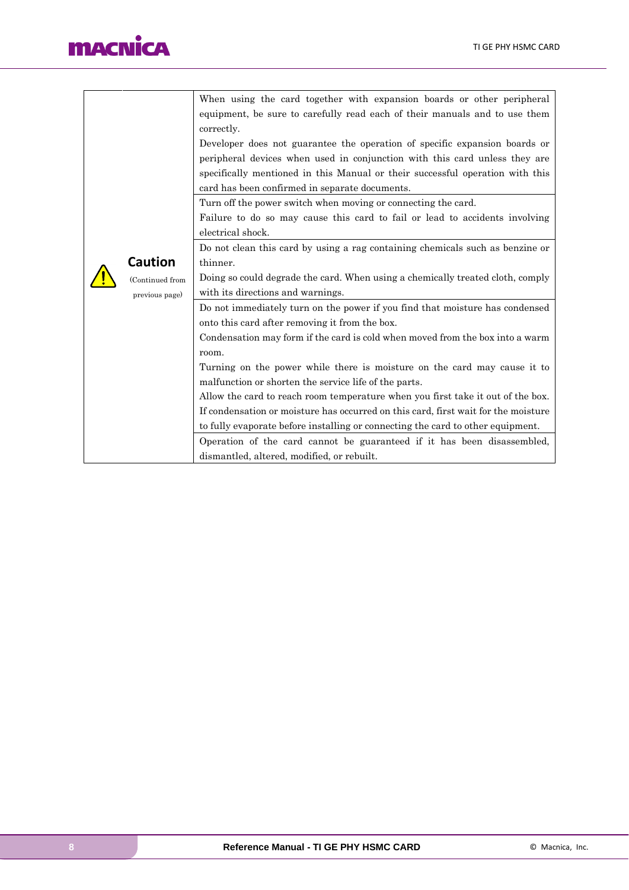| Caution (Continued from previous page) | |
| --- | --- |
| | When using the card together with expansion boards or other peripheral equipment, be sure to carefully read each of their manuals and to use them correctly.<br>Developer does not guarantee the operation of specific expansion boards or peripheral devices when used in conjunction with this card unless they are specifically mentioned in this Manual or their successful operation with this card has been confirmed in separate documents. |
| | Turn off the power switch when moving or connecting the card.<br>Failure to do so may cause this card to fail or lead to accidents involving electrical shock. |
| | Do not clean this card by using a rag containing chemicals such as benzine or thinner.<br>Doing so could degrade the card. When using a chemically treated cloth, comply with its directions and warnings. |
| | Do not immediately turn on the power if you find that moisture has condensed onto this card after removing it from the box.<br>Condensation may form if the card is cold when moved from the box into a warm room.<br>Turning on the power while there is moisture on the card may cause it to malfunction or shorten the service life of the parts.<br>Allow the card to reach room temperature when you first take it out of the box.<br>If condensation or moisture has occurred on this card, first wait for the moisture to fully evaporate before installing or connecting the card to other equipment. |
| | Operation of the card cannot be guaranteed if it has been disassembled, dismantled, altered, modified, or rebuilt. |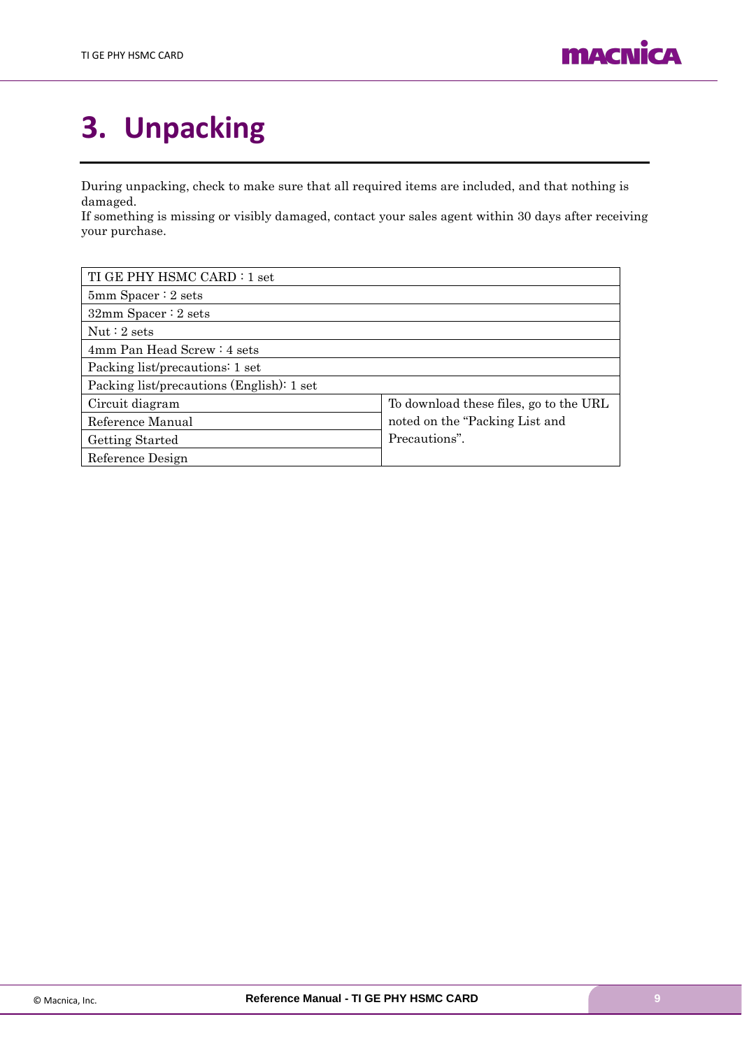# 3. Unpacking

During unpacking, check to make sure that all required items are included, and that nothing is damaged.
If something is missing or visibly damaged, contact your sales agent within 30 days after receiving your purchase.

| TI GE PHY HSMC CARD : 1 set | |
|---|---|
| 5mm Spacer : 2 sets | |
| 32mm Spacer : 2 sets | |
| Nut : 2 sets | |
| 4mm Pan Head Screw : 4 sets | |
| Packing list/precautions: 1 set | |
| Packing list/precautions (English): 1 set | |
| Circuit diagram | To download these files, go to the URL noted on the "Packing List and Precautions". |
| Reference Manual | |
| Getting Started | |
| Reference Design | |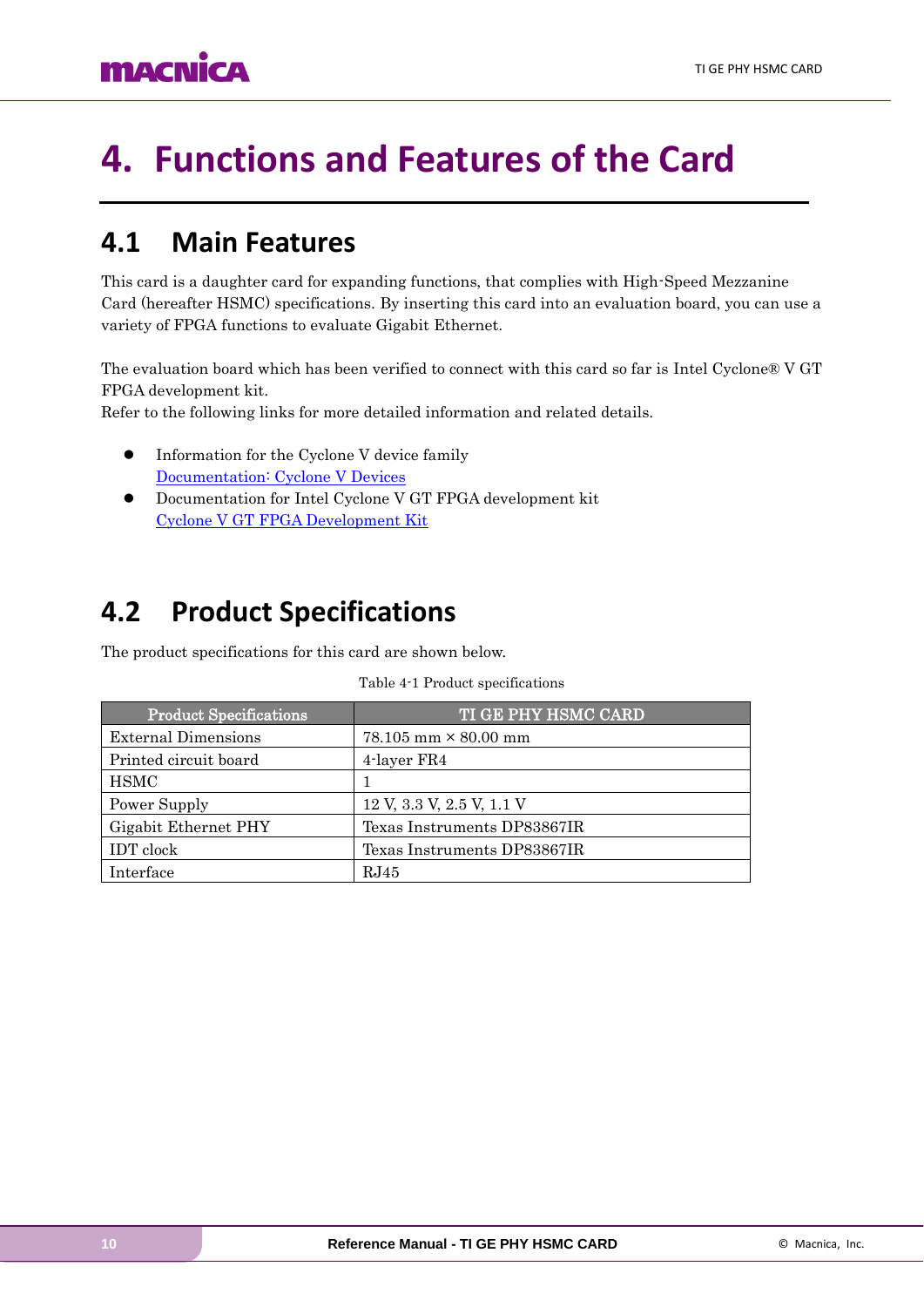# 4. Functions and Features of the Card

## 4.1 Main Features

This card is a daughter card for expanding functions, that complies with High-Speed Mezzanine Card (hereafter HSMC) specifications. By inserting this card into an evaluation board, you can use a variety of FPGA functions to evaluate Gigabit Ethernet.

The evaluation board which has been verified to connect with this card so far is Intel Cyclone® V GT FPGA development kit.
Refer to the following links for more detailed information and related details.

- Information for the Cyclone V device family
  Documentation: Cyclone V Devices
- Documentation for Intel Cyclone V GT FPGA development kit
  Cyclone V GT FPGA Development Kit

## 4.2 Product Specifications

The product specifications for this card are shown below.

Table 4-1 Product specifications

| Product Specifications | TI GE PHY HSMC CARD |
|---|---|
| External Dimensions | 78.105 mm × 80.00 mm |
| Printed circuit board | 4-layer FR4 |
| HSMC | 1 |
| Power Supply | 12 V, 3.3 V, 2.5 V, 1.1 V |
| Gigabit Ethernet PHY | Texas Instruments DP83867IR |
| IDT clock | Texas Instruments DP83867IR |
| Interface | RJ45 |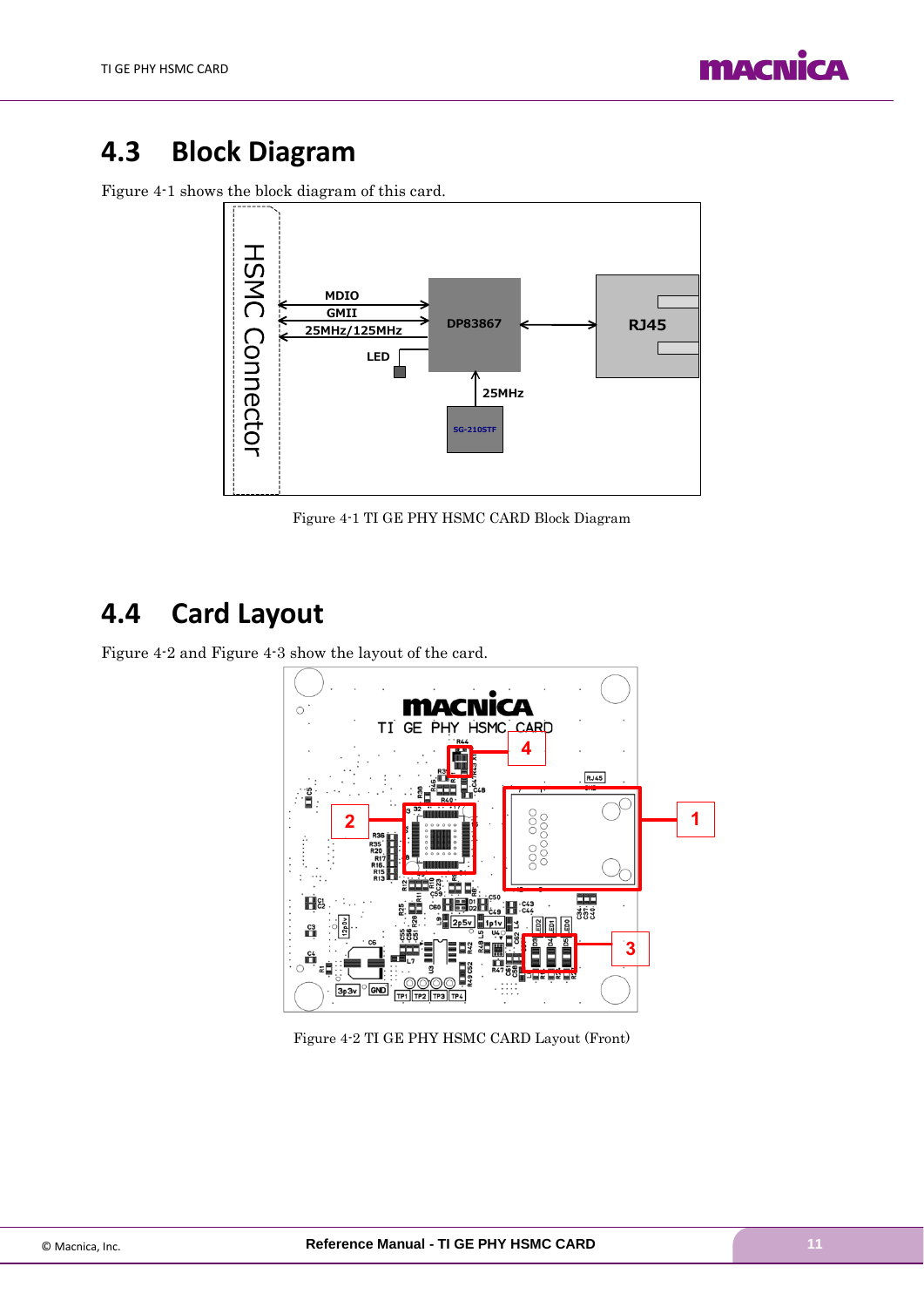## 4.3 Block Diagram

Figure 4-1 shows the block diagram of this card.

Figure 4-1 TI GE PHY HSMC CARD Block Diagram

## 4.4 Card Layout

Figure 4-2 and Figure 4-3 show the layout of the card.

Figure 4-2 TI GE PHY HSMC CARD Layout (Front)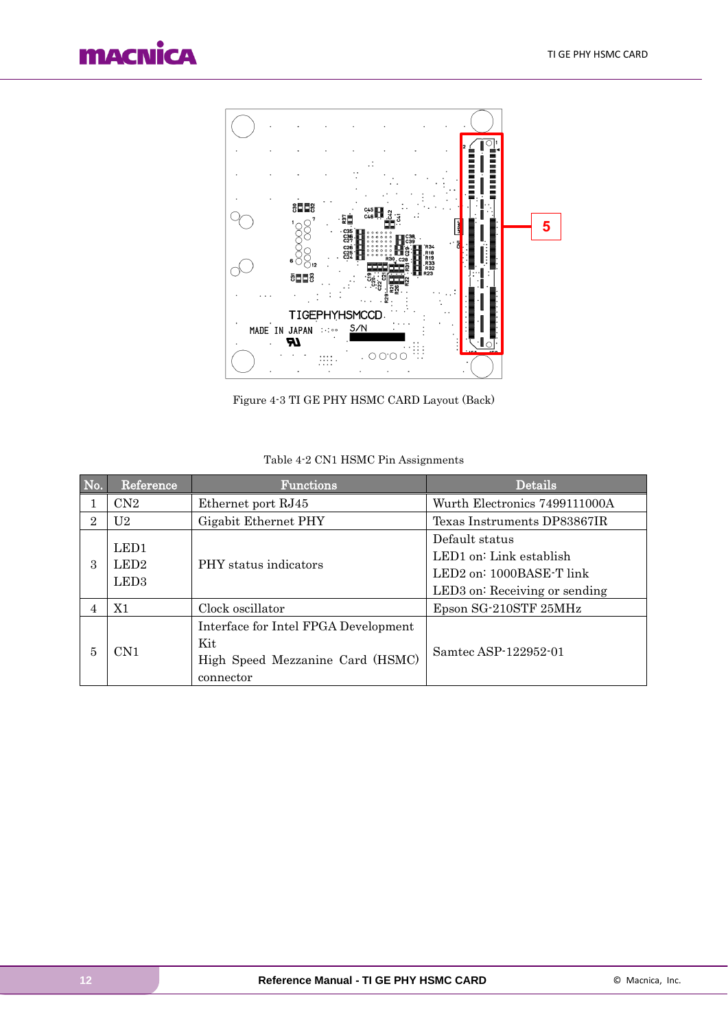Figure 4-3 TI GE PHY HSMC CARD Layout (Back)

Table 4-2 CN1 HSMC Pin Assignments

| No. | Reference | Functions | Details |
|---|---|---|---|
| 1 | CN2 | Ethernet port RJ45 | Wurth Electronics 7499111000A |
| 2 | U2 | Gigabit Ethernet PHY | Texas Instruments DP83867IR |
| 3 | LED1<br>LED2<br>LED3 | PHY status indicators | Default status<br>LED1 on: Link establish<br>LED2 on: 1000BASE-T link<br>LED3 on: Receiving or sending |
| 4 | X1 | Clock oscillator | Epson SG-210STF 25MHz |
| 5 | CN1 | Interface for Intel FPGA Development Kit<br>High Speed Mezzanine Card (HSMC) connector | Samtec ASP-122952-01 |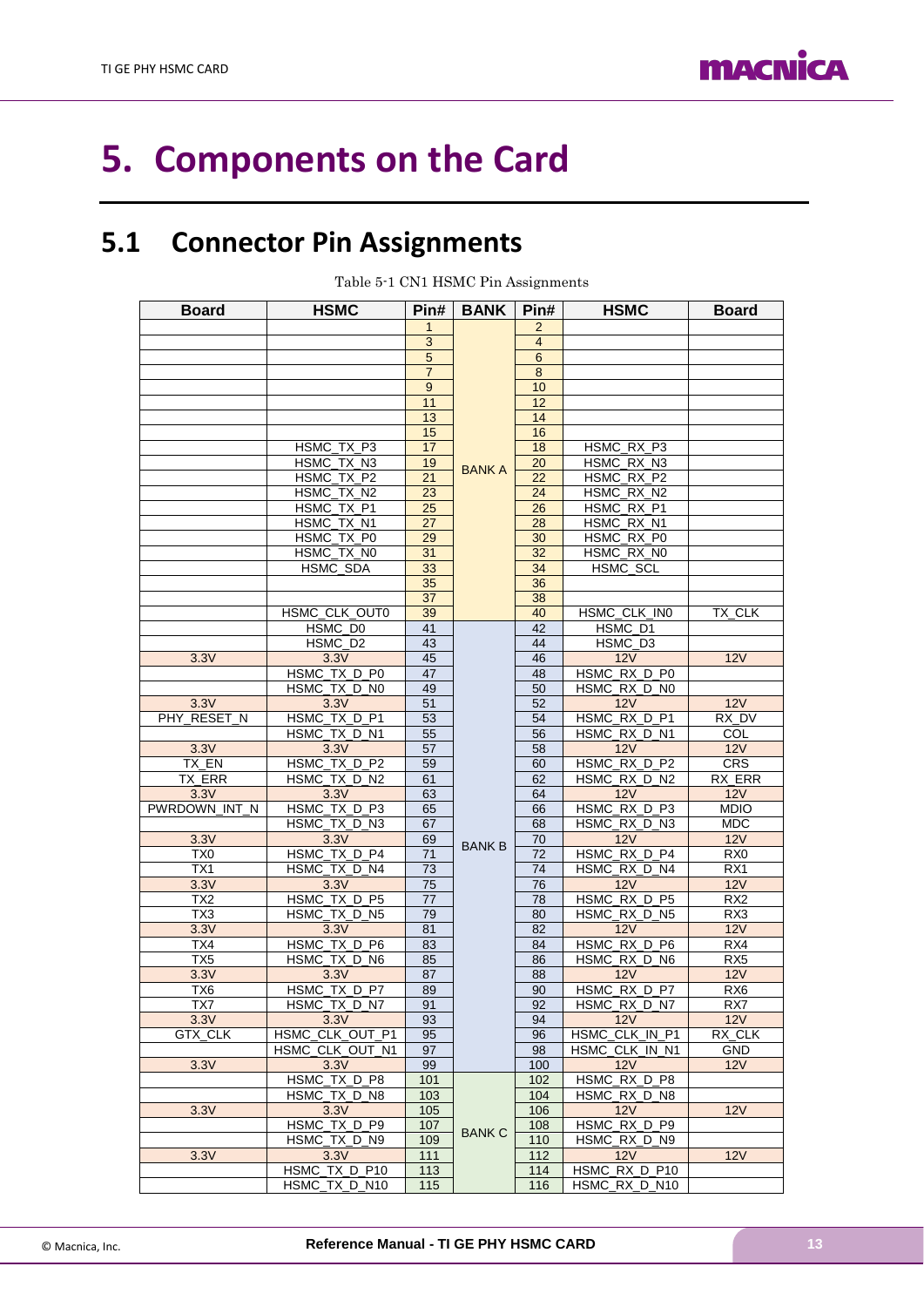# 5. Components on the Card

## 5.1 Connector Pin Assignments

Table 5-1 CN1 HSMC Pin Assignments

| Board | HSMC | Pin# | BANK | Pin# | HSMC | Board |
|---|---|---|---|---|---|---|
| | | 1 | BANK A | 2 | | |
| | | 3 | | 4 | | |
| | | 5 | | 6 | | |
| | | 7 | | 8 | | |
| | | 9 | | 10 | | |
| | | 11 | | 12 | | |
| | | 13 | | 14 | | |
| | | 15 | | 16 | | |
| | HSMC_TX_P3 | 17 | | 18 | HSMC_RX_P3 | |
| | HSMC_TX_N3 | 19 | | 20 | HSMC_RX_N3 | |
| | HSMC_TX_P2 | 21 | | 22 | HSMC_RX_P2 | |
| | HSMC_TX_N2 | 23 | | 24 | HSMC_RX_N2 | |
| | HSMC_TX_P1 | 25 | | 26 | HSMC_RX_P1 | |
| | HSMC_TX_N1 | 27 | | 28 | HSMC_RX_N1 | |
| | HSMC_TX_P0 | 29 | | 30 | HSMC_RX_P0 | |
| | HSMC_TX_N0 | 31 | | 32 | HSMC_RX_N0 | |
| | HSMC_SDA | 33 | | 34 | HSMC_SCL | |
| | | 35 | | 36 | | |
| | | 37 | | 38 | | |
| | HSMC_CLK_OUT0 | 39 | | 40 | HSMC_CLK_IN0 | TX_CLK |
| | HSMC_D0 | 41 | BANK B | 42 | HSMC_D1 | |
| | HSMC_D2 | 43 | | 44 | HSMC_D3 | |
| 3.3V | 3.3V | 45 | | 46 | 12V | 12V |
| | HSMC_TX_D_P0 | 47 | | 48 | HSMC_RX_D_P0 | |
| | HSMC_TX_D_N0 | 49 | | 50 | HSMC_RX_D_N0 | |
| 3.3V | 3.3V | 51 | | 52 | 12V | 12V |
| PHY_RESET_N | HSMC_TX_D_P1 | 53 | | 54 | HSMC_RX_D_P1 | RX_DV |
| | HSMC_TX_D_N1 | 55 | | 56 | HSMC_RX_D_N1 | COL |
| 3.3V | 3.3V | 57 | | 58 | 12V | 12V |
| TX_EN | HSMC_TX_D_P2 | 59 | | 60 | HSMC_RX_D_P2 | CRS |
| TX_ERR | HSMC_TX_D_N2 | 61 | | 62 | HSMC_RX_D_N2 | RX_ERR |
| 3.3V | 3.3V | 63 | | 64 | 12V | 12V |
| PWRDOWN_INT_N | HSMC_TX_D_P3 | 65 | | 66 | HSMC_RX_D_P3 | MDIO |
| | HSMC_TX_D_N3 | 67 | | 68 | HSMC_RX_D_N3 | MDC |
| 3.3V | 3.3V | 69 | | 70 | 12V | 12V |
| TX0 | HSMC_TX_D_P4 | 71 | | 72 | HSMC_RX_D_P4 | RX0 |
| TX1 | HSMC_TX_D_N4 | 73 | | 74 | HSMC_RX_D_N4 | RX1 |
| 3.3V | 3.3V | 75 | | 76 | 12V | 12V |
| TX2 | HSMC_TX_D_P5 | 77 | | 78 | HSMC_RX_D_P5 | RX2 |
| TX3 | HSMC_TX_D_N5 | 79 | | 80 | HSMC_RX_D_N5 | RX3 |
| 3.3V | 3.3V | 81 | | 82 | 12V | 12V |
| TX4 | HSMC_TX_D_P6 | 83 | | 84 | HSMC_RX_D_P6 | RX4 |
| TX5 | HSMC_TX_D_N6 | 85 | | 86 | HSMC_RX_D_N6 | RX5 |
| 3.3V | 3.3V | 87 | | 88 | 12V | 12V |
| TX6 | HSMC_TX_D_P7 | 89 | | 90 | HSMC_RX_D_P7 | RX6 |
| TX7 | HSMC_TX_D_N7 | 91 | | 92 | HSMC_RX_D_N7 | RX7 |
| 3.3V | 3.3V | 93 | | 94 | 12V | 12V |
| GTX_CLK | HSMC_CLK_OUT_P1 | 95 | | 96 | HSMC_CLK_IN_P1 | RX_CLK |
| | HSMC_CLK_OUT_N1 | 97 | | 98 | HSMC_CLK_IN_N1 | GND |
| 3.3V | 3.3V | 99 | | 100 | 12V | 12V |
| | HSMC_TX_D_P8 | 101 | BANK C | 102 | HSMC_RX_D_P8 | |
| | HSMC_TX_D_N8 | 103 | | 104 | HSMC_RX_D_N8 | |
| 3.3V | 3.3V | 105 | | 106 | 12V | 12V |
| | HSMC_TX_D_P9 | 107 | | 108 | HSMC_RX_D_P9 | |
| | HSMC_TX_D_N9 | 109 | | 110 | HSMC_RX_D_N9 | |
| 3.3V | 3.3V | 111 | | 112 | 12V | 12V |
| | HSMC_TX_D_P10 | 113 | | 114 | HSMC_RX_D_P10 | |
| | HSMC_TX_D_N10 | 115 | | 116 | HSMC_RX_D_N10 | |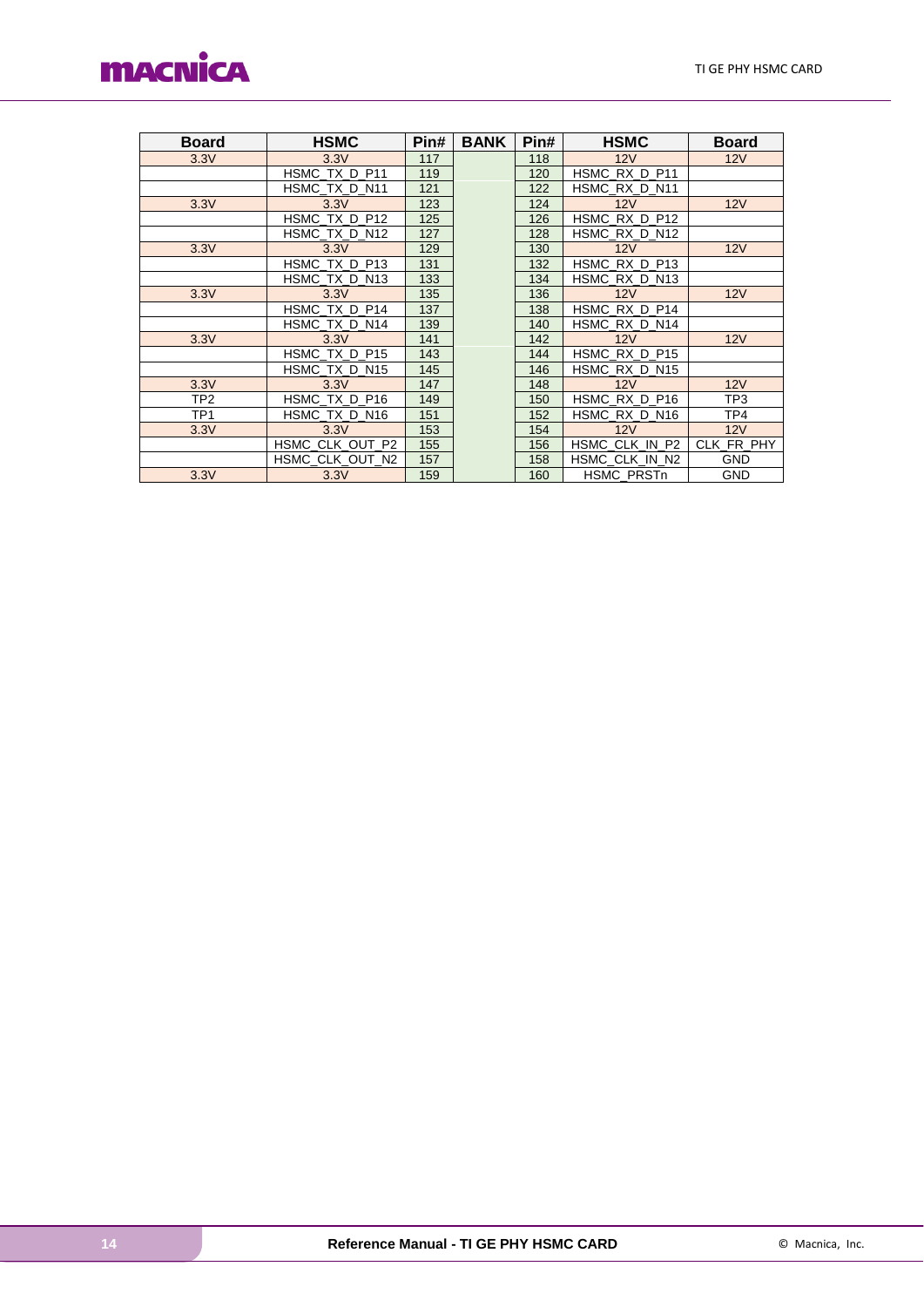| Board | HSMC | Pin# | BANK | Pin# | HSMC | Board |
|---|---|---|---|---|---|---|
| 3.3V | 3.3V | 117 | | 118 | 12V | 12V |
| | HSMC_TX_D_P11 | 119 | | 120 | HSMC_RX_D_P11 | |
| | HSMC_TX_D_N11 | 121 | | 122 | HSMC_RX_D_N11 | |
| 3.3V | 3.3V | 123 | | 124 | 12V | 12V |
| | HSMC_TX_D_P12 | 125 | | 126 | HSMC_RX_D_P12 | |
| | HSMC_TX_D_N12 | 127 | | 128 | HSMC_RX_D_N12 | |
| 3.3V | 3.3V | 129 | | 130 | 12V | 12V |
| | HSMC_TX_D_P13 | 131 | | 132 | HSMC_RX_D_P13 | |
| | HSMC_TX_D_N13 | 133 | | 134 | HSMC_RX_D_N13 | |
| 3.3V | 3.3V | 135 | | 136 | 12V | 12V |
| | HSMC_TX_D_P14 | 137 | | 138 | HSMC_RX_D_P14 | |
| | HSMC_TX_D_N14 | 139 | | 140 | HSMC_RX_D_N14 | |
| 3.3V | 3.3V | 141 | | 142 | 12V | 12V |
| | HSMC_TX_D_P15 | 143 | | 144 | HSMC_RX_D_P15 | |
| | HSMC_TX_D_N15 | 145 | | 146 | HSMC_RX_D_N15 | |
| 3.3V | 3.3V | 147 | | 148 | 12V | 12V |
| TP2 | HSMC_TX_D_P16 | 149 | | 150 | HSMC_RX_D_P16 | TP3 |
| TP1 | HSMC_TX_D_N16 | 151 | | 152 | HSMC_RX_D_N16 | TP4 |
| 3.3V | 3.3V | 153 | | 154 | 12V | 12V |
| | HSMC_CLK_OUT_P2 | 155 | | 156 | HSMC_CLK_IN_P2 | CLK_FR_PHY |
| | HSMC_CLK_OUT_N2 | 157 | | 158 | HSMC_CLK_IN_N2 | GND |
| 3.3V | 3.3V | 159 | | 160 | HSMC_PRSTn | GND |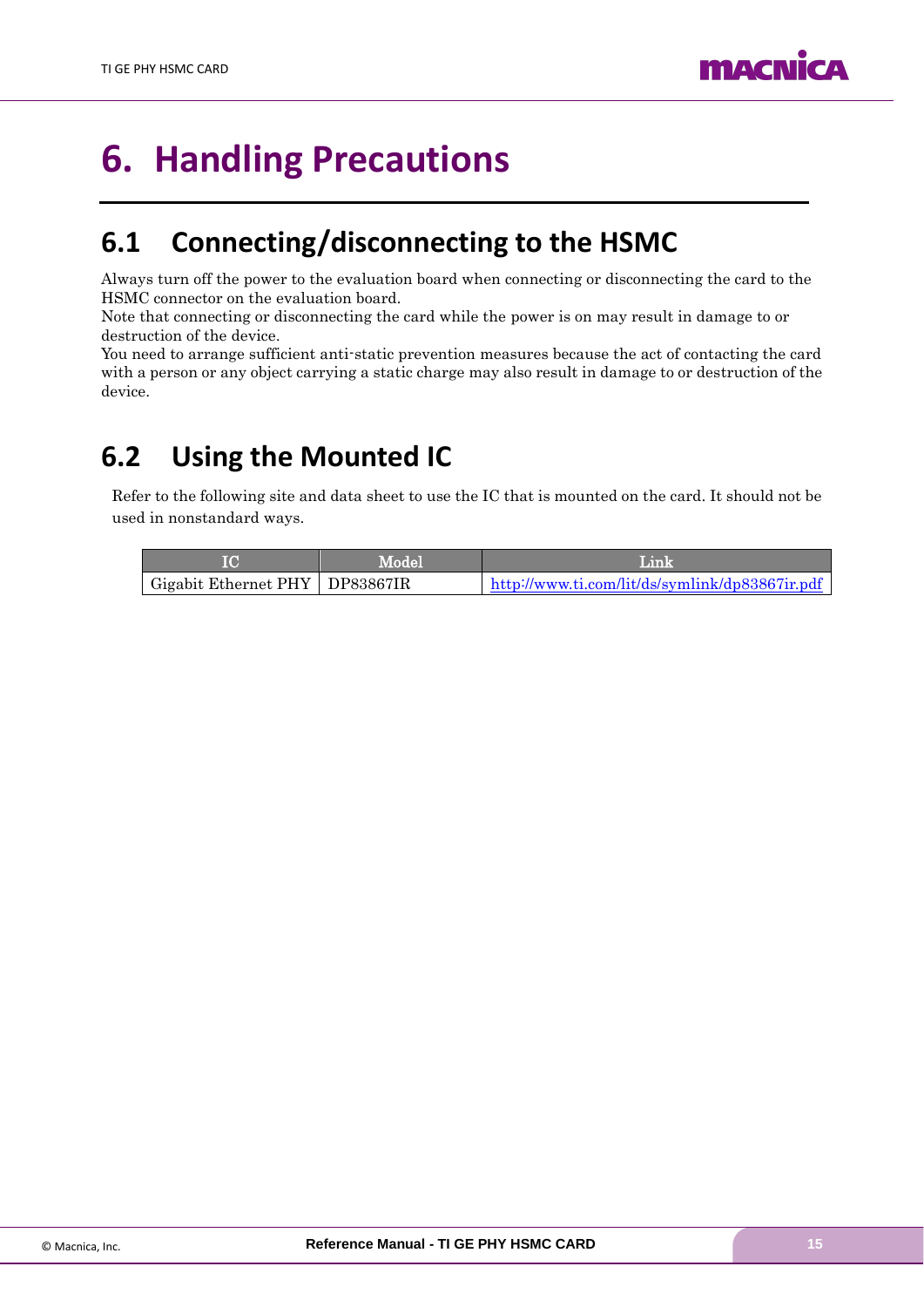# 6. Handling Precautions

## 6.1 Connecting/disconnecting to the HSMC

Always turn off the power to the evaluation board when connecting or disconnecting the card to the HSMC connector on the evaluation board.
Note that connecting or disconnecting the card while the power is on may result in damage to or destruction of the device.
You need to arrange sufficient anti-static prevention measures because the act of contacting the card with a person or any object carrying a static charge may also result in damage to or destruction of the device.

## 6.2 Using the Mounted IC

Refer to the following site and data sheet to use the IC that is mounted on the card. It should not be used in nonstandard ways.

| IC | Model | Link |
|---|---|---|
| Gigabit Ethernet PHY | DP83867IR | http://www.ti.com/lit/ds/symlink/dp83867ir.pdf |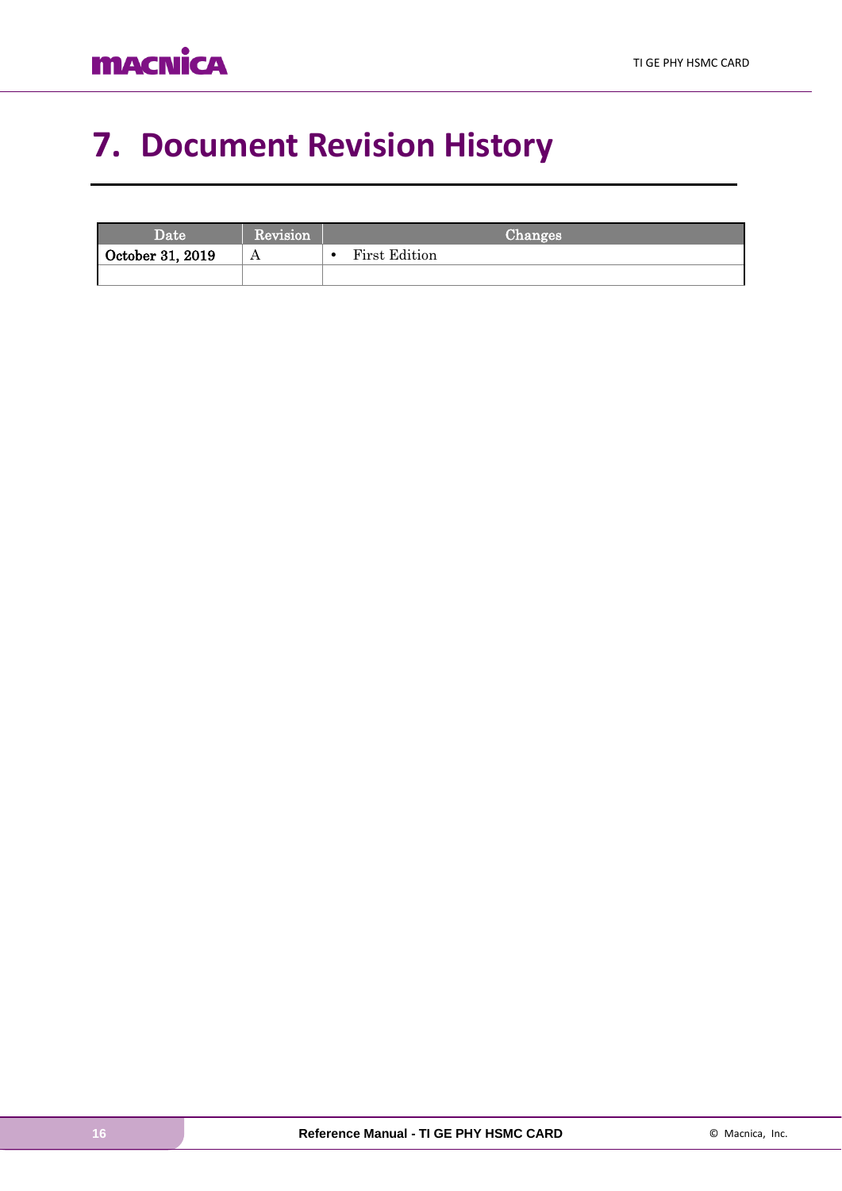# 7. Document Revision History

| Date | Revision | Changes |
|---|---|---|
| October 31, 2019 | A | • First Edition |
| | | |